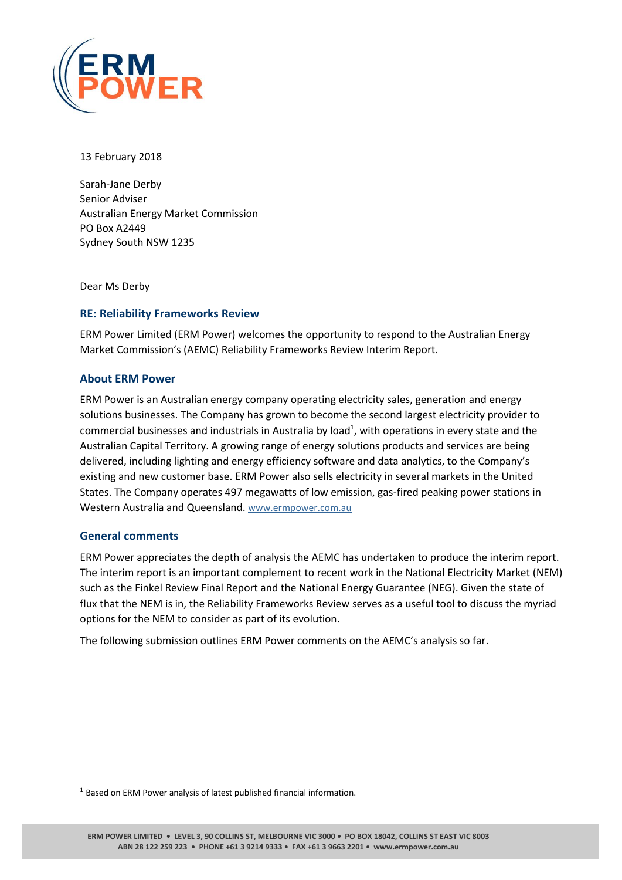13 February 2018

Sarah-Jane Derby
Senior Adviser
Australian Energy Market Commission
PO Box A2449
Sydney South NSW 1235

Dear Ms Derby

## RE: Reliability Frameworks Review

ERM Power Limited (ERM Power) welcomes the opportunity to respond to the Australian Energy Market Commission's (AEMC) Reliability Frameworks Review Interim Report.

## About ERM Power

ERM Power is an Australian energy company operating electricity sales, generation and energy solutions businesses. The Company has grown to become the second largest electricity provider to commercial businesses and industrials in Australia by load[1], with operations in every state and the Australian Capital Territory. A growing range of energy solutions products and services are being delivered, including lighting and energy efficiency software and data analytics, to the Company's existing and new customer base. ERM Power also sells electricity in several markets in the United States. The Company operates 497 megawatts of low emission, gas-fired peaking power stations in Western Australia and Queensland. www.ermpower.com.au

## General comments

ERM Power appreciates the depth of analysis the AEMC has undertaken to produce the interim report. The interim report is an important complement to recent work in the National Electricity Market (NEM) such as the Finkel Review Final Report and the National Energy Guarantee (NEG). Given the state of flux that the NEM is in, the Reliability Frameworks Review serves as a useful tool to discuss the myriad options for the NEM to consider as part of its evolution.

The following submission outlines ERM Power comments on the AEMC's analysis so far.

---

[1] Based on ERM Power analysis of latest published financial information.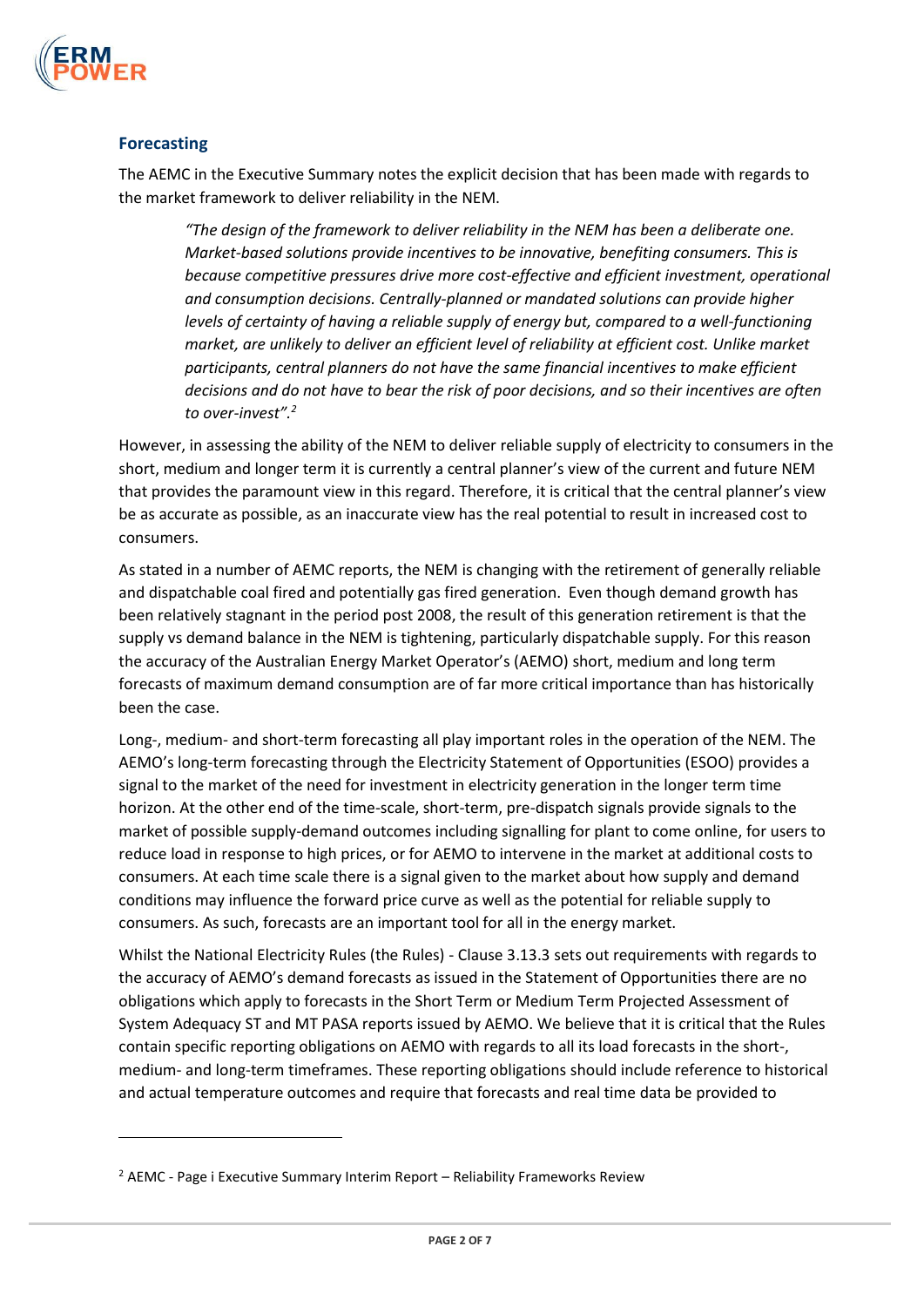## Forecasting

The AEMC in the Executive Summary notes the explicit decision that has been made with regards to the market framework to deliver reliability in the NEM.

> *"The design of the framework to deliver reliability in the NEM has been a deliberate one. Market-based solutions provide incentives to be innovative, benefiting consumers. This is because competitive pressures drive more cost-effective and efficient investment, operational and consumption decisions. Centrally-planned or mandated solutions can provide higher levels of certainty of having a reliable supply of energy but, compared to a well-functioning market, are unlikely to deliver an efficient level of reliability at efficient cost. Unlike market participants, central planners do not have the same financial incentives to make efficient decisions and do not have to bear the risk of poor decisions, and so their incentives are often to over-invest".*[2]

However, in assessing the ability of the NEM to deliver reliable supply of electricity to consumers in the short, medium and longer term it is currently a central planner's view of the current and future NEM that provides the paramount view in this regard. Therefore, it is critical that the central planner's view be as accurate as possible, as an inaccurate view has the real potential to result in increased cost to consumers.

As stated in a number of AEMC reports, the NEM is changing with the retirement of generally reliable and dispatchable coal fired and potentially gas fired generation. Even though demand growth has been relatively stagnant in the period post 2008, the result of this generation retirement is that the supply vs demand balance in the NEM is tightening, particularly dispatchable supply. For this reason the accuracy of the Australian Energy Market Operator's (AEMO) short, medium and long term forecasts of maximum demand consumption are of far more critical importance than has historically been the case.

Long-, medium- and short-term forecasting all play important roles in the operation of the NEM. The AEMO's long-term forecasting through the Electricity Statement of Opportunities (ESOO) provides a signal to the market of the need for investment in electricity generation in the longer term time horizon. At the other end of the time-scale, short-term, pre-dispatch signals provide signals to the market of possible supply-demand outcomes including signalling for plant to come online, for users to reduce load in response to high prices, or for AEMO to intervene in the market at additional costs to consumers. At each time scale there is a signal given to the market about how supply and demand conditions may influence the forward price curve as well as the potential for reliable supply to consumers. As such, forecasts are an important tool for all in the energy market.

Whilst the National Electricity Rules (the Rules) - Clause 3.13.3 sets out requirements with regards to the accuracy of AEMO's demand forecasts as issued in the Statement of Opportunities there are no obligations which apply to forecasts in the Short Term or Medium Term Projected Assessment of System Adequacy ST and MT PASA reports issued by AEMO. We believe that it is critical that the Rules contain specific reporting obligations on AEMO with regards to all its load forecasts in the short-, medium- and long-term timeframes. These reporting obligations should include reference to historical and actual temperature outcomes and require that forecasts and real time data be provided to

---

[2] AEMC - Page i Executive Summary Interim Report – Reliability Frameworks Review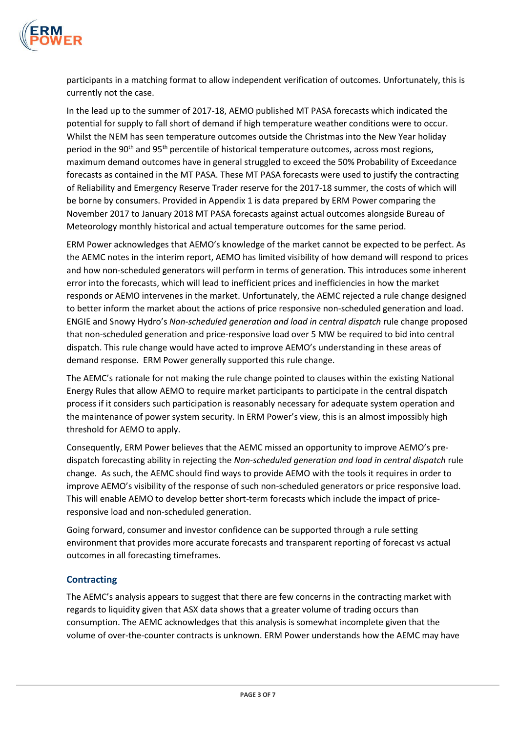participants in a matching format to allow independent verification of outcomes. Unfortunately, this is currently not the case.

In the lead up to the summer of 2017-18, AEMO published MT PASA forecasts which indicated the potential for supply to fall short of demand if high temperature weather conditions were to occur. Whilst the NEM has seen temperature outcomes outside the Christmas into the New Year holiday period in the 90th and 95th percentile of historical temperature outcomes, across most regions, maximum demand outcomes have in general struggled to exceed the 50% Probability of Exceedance forecasts as contained in the MT PASA. These MT PASA forecasts were used to justify the contracting of Reliability and Emergency Reserve Trader reserve for the 2017-18 summer, the costs of which will be borne by consumers. Provided in Appendix 1 is data prepared by ERM Power comparing the November 2017 to January 2018 MT PASA forecasts against actual outcomes alongside Bureau of Meteorology monthly historical and actual temperature outcomes for the same period.

ERM Power acknowledges that AEMO's knowledge of the market cannot be expected to be perfect. As the AEMC notes in the interim report, AEMO has limited visibility of how demand will respond to prices and how non-scheduled generators will perform in terms of generation. This introduces some inherent error into the forecasts, which will lead to inefficient prices and inefficiencies in how the market responds or AEMO intervenes in the market. Unfortunately, the AEMC rejected a rule change designed to better inform the market about the actions of price responsive non-scheduled generation and load. ENGIE and Snowy Hydro's *Non-scheduled generation and load in central dispatch* rule change proposed that non-scheduled generation and price-responsive load over 5 MW be required to bid into central dispatch. This rule change would have acted to improve AEMO's understanding in these areas of demand response. ERM Power generally supported this rule change.

The AEMC's rationale for not making the rule change pointed to clauses within the existing National Energy Rules that allow AEMO to require market participants to participate in the central dispatch process if it considers such participation is reasonably necessary for adequate system operation and the maintenance of power system security. In ERM Power's view, this is an almost impossibly high threshold for AEMO to apply.

Consequently, ERM Power believes that the AEMC missed an opportunity to improve AEMO's pre-dispatch forecasting ability in rejecting the *Non-scheduled generation and load in central dispatch* rule change. As such, the AEMC should find ways to provide AEMO with the tools it requires in order to improve AEMO's visibility of the response of such non-scheduled generators or price responsive load. This will enable AEMO to develop better short-term forecasts which include the impact of price-responsive load and non-scheduled generation.

Going forward, consumer and investor confidence can be supported through a rule setting environment that provides more accurate forecasts and transparent reporting of forecast vs actual outcomes in all forecasting timeframes.

## Contracting

The AEMC's analysis appears to suggest that there are few concerns in the contracting market with regards to liquidity given that ASX data shows that a greater volume of trading occurs than consumption. The AEMC acknowledges that this analysis is somewhat incomplete given that the volume of over-the-counter contracts is unknown. ERM Power understands how the AEMC may have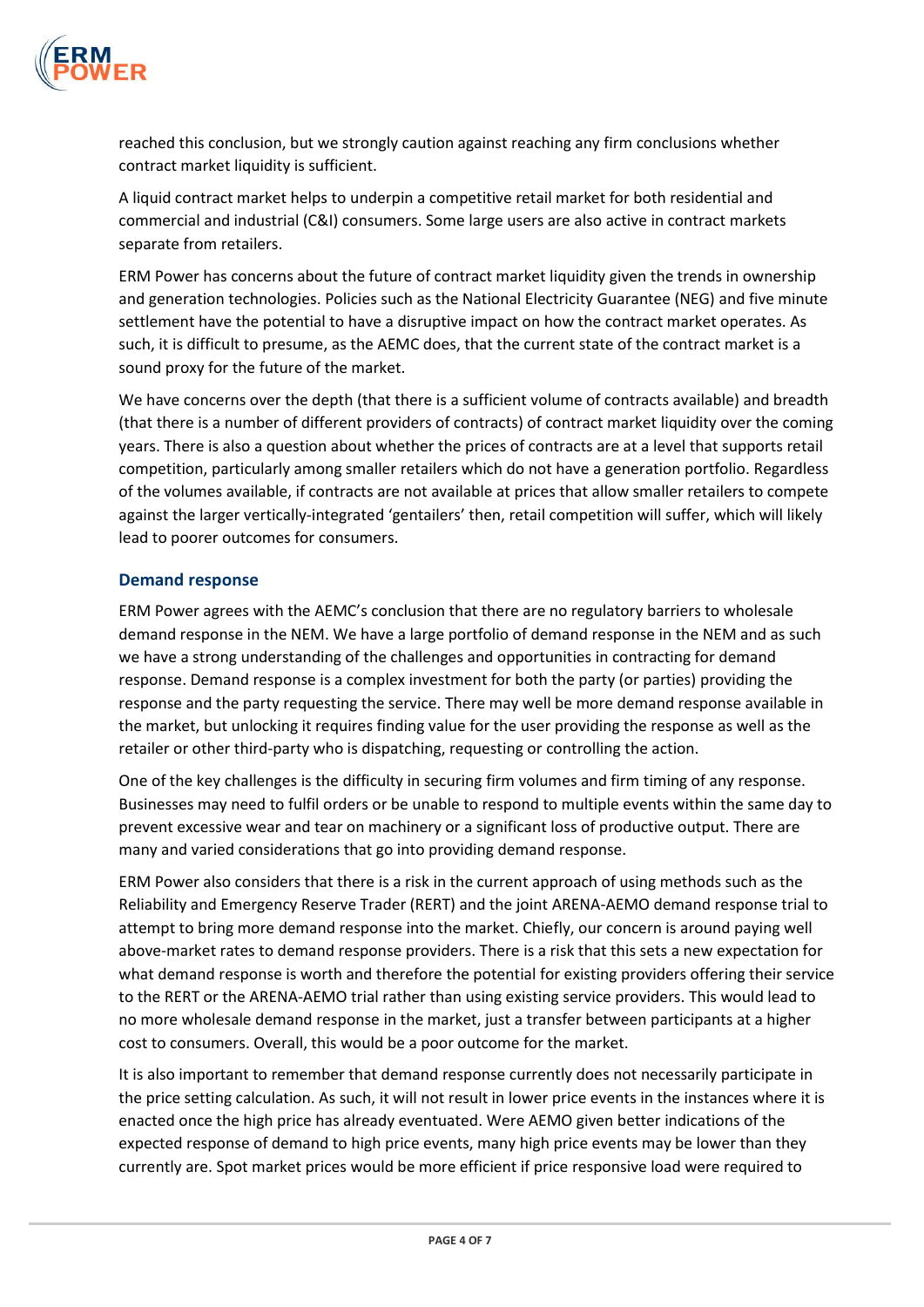reached this conclusion, but we strongly caution against reaching any firm conclusions whether contract market liquidity is sufficient.

A liquid contract market helps to underpin a competitive retail market for both residential and commercial and industrial (C&I) consumers. Some large users are also active in contract markets separate from retailers.

ERM Power has concerns about the future of contract market liquidity given the trends in ownership and generation technologies. Policies such as the National Electricity Guarantee (NEG) and five minute settlement have the potential to have a disruptive impact on how the contract market operates. As such, it is difficult to presume, as the AEMC does, that the current state of the contract market is a sound proxy for the future of the market.

We have concerns over the depth (that there is a sufficient volume of contracts available) and breadth (that there is a number of different providers of contracts) of contract market liquidity over the coming years. There is also a question about whether the prices of contracts are at a level that supports retail competition, particularly among smaller retailers which do not have a generation portfolio. Regardless of the volumes available, if contracts are not available at prices that allow smaller retailers to compete against the larger vertically-integrated 'gentailers' then, retail competition will suffer, which will likely lead to poorer outcomes for consumers.

### Demand response

ERM Power agrees with the AEMC's conclusion that there are no regulatory barriers to wholesale demand response in the NEM. We have a large portfolio of demand response in the NEM and as such we have a strong understanding of the challenges and opportunities in contracting for demand response. Demand response is a complex investment for both the party (or parties) providing the response and the party requesting the service. There may well be more demand response available in the market, but unlocking it requires finding value for the user providing the response as well as the retailer or other third-party who is dispatching, requesting or controlling the action.

One of the key challenges is the difficulty in securing firm volumes and firm timing of any response. Businesses may need to fulfil orders or be unable to respond to multiple events within the same day to prevent excessive wear and tear on machinery or a significant loss of productive output. There are many and varied considerations that go into providing demand response.

ERM Power also considers that there is a risk in the current approach of using methods such as the Reliability and Emergency Reserve Trader (RERT) and the joint ARENA-AEMO demand response trial to attempt to bring more demand response into the market. Chiefly, our concern is around paying well above-market rates to demand response providers. There is a risk that this sets a new expectation for what demand response is worth and therefore the potential for existing providers offering their service to the RERT or the ARENA-AEMO trial rather than using existing service providers. This would lead to no more wholesale demand response in the market, just a transfer between participants at a higher cost to consumers. Overall, this would be a poor outcome for the market.

It is also important to remember that demand response currently does not necessarily participate in the price setting calculation. As such, it will not result in lower price events in the instances where it is enacted once the high price has already eventuated. Were AEMO given better indications of the expected response of demand to high price events, many high price events may be lower than they currently are. Spot market prices would be more efficient if price responsive load were required to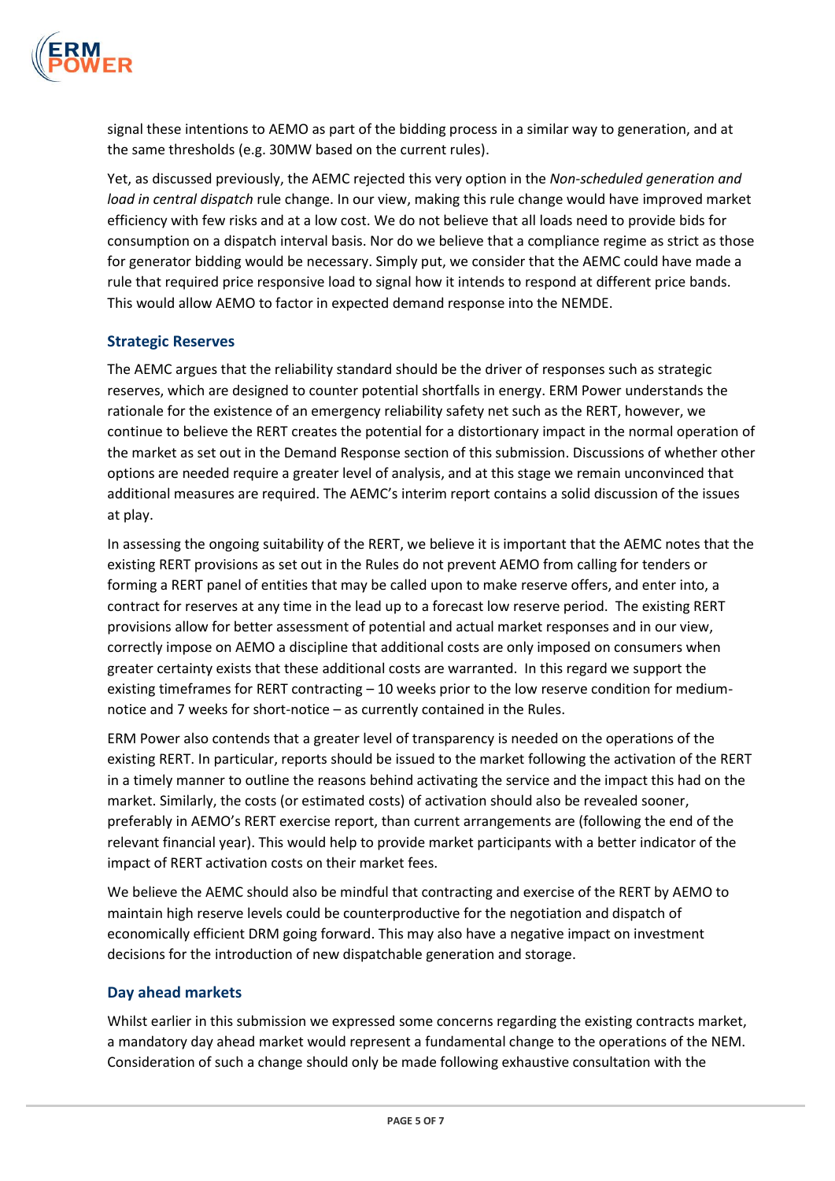signal these intentions to AEMO as part of the bidding process in a similar way to generation, and at the same thresholds (e.g. 30MW based on the current rules).

Yet, as discussed previously, the AEMC rejected this very option in the *Non-scheduled generation and load in central dispatch* rule change. In our view, making this rule change would have improved market efficiency with few risks and at a low cost. We do not believe that all loads need to provide bids for consumption on a dispatch interval basis. Nor do we believe that a compliance regime as strict as those for generator bidding would be necessary. Simply put, we consider that the AEMC could have made a rule that required price responsive load to signal how it intends to respond at different price bands. This would allow AEMO to factor in expected demand response into the NEMDE.

### Strategic Reserves

The AEMC argues that the reliability standard should be the driver of responses such as strategic reserves, which are designed to counter potential shortfalls in energy. ERM Power understands the rationale for the existence of an emergency reliability safety net such as the RERT, however, we continue to believe the RERT creates the potential for a distortionary impact in the normal operation of the market as set out in the Demand Response section of this submission. Discussions of whether other options are needed require a greater level of analysis, and at this stage we remain unconvinced that additional measures are required. The AEMC's interim report contains a solid discussion of the issues at play.

In assessing the ongoing suitability of the RERT, we believe it is important that the AEMC notes that the existing RERT provisions as set out in the Rules do not prevent AEMO from calling for tenders or forming a RERT panel of entities that may be called upon to make reserve offers, and enter into, a contract for reserves at any time in the lead up to a forecast low reserve period. The existing RERT provisions allow for better assessment of potential and actual market responses and in our view, correctly impose on AEMO a discipline that additional costs are only imposed on consumers when greater certainty exists that these additional costs are warranted. In this regard we support the existing timeframes for RERT contracting – 10 weeks prior to the low reserve condition for medium-notice and 7 weeks for short-notice – as currently contained in the Rules.

ERM Power also contends that a greater level of transparency is needed on the operations of the existing RERT. In particular, reports should be issued to the market following the activation of the RERT in a timely manner to outline the reasons behind activating the service and the impact this had on the market. Similarly, the costs (or estimated costs) of activation should also be revealed sooner, preferably in AEMO's RERT exercise report, than current arrangements are (following the end of the relevant financial year). This would help to provide market participants with a better indicator of the impact of RERT activation costs on their market fees.

We believe the AEMC should also be mindful that contracting and exercise of the RERT by AEMO to maintain high reserve levels could be counterproductive for the negotiation and dispatch of economically efficient DRM going forward. This may also have a negative impact on investment decisions for the introduction of new dispatchable generation and storage.

### Day ahead markets

Whilst earlier in this submission we expressed some concerns regarding the existing contracts market, a mandatory day ahead market would represent a fundamental change to the operations of the NEM. Consideration of such a change should only be made following exhaustive consultation with the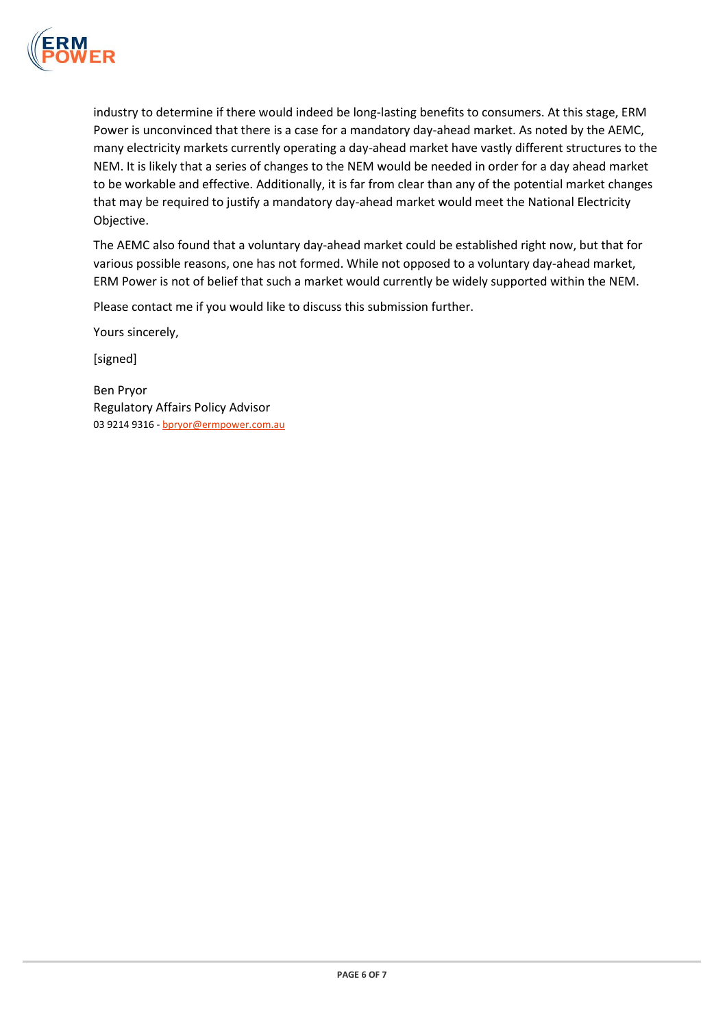industry to determine if there would indeed be long-lasting benefits to consumers. At this stage, ERM Power is unconvinced that there is a case for a mandatory day-ahead market. As noted by the AEMC, many electricity markets currently operating a day-ahead market have vastly different structures to the NEM. It is likely that a series of changes to the NEM would be needed in order for a day ahead market to be workable and effective. Additionally, it is far from clear than any of the potential market changes that may be required to justify a mandatory day-ahead market would meet the National Electricity Objective.

The AEMC also found that a voluntary day-ahead market could be established right now, but that for various possible reasons, one has not formed. While not opposed to a voluntary day-ahead market, ERM Power is not of belief that such a market would currently be widely supported within the NEM.

Please contact me if you would like to discuss this submission further.

Yours sincerely,

[signed]

Ben Pryor
Regulatory Affairs Policy Advisor
03 9214 9316 - bpryor@ermpower.com.au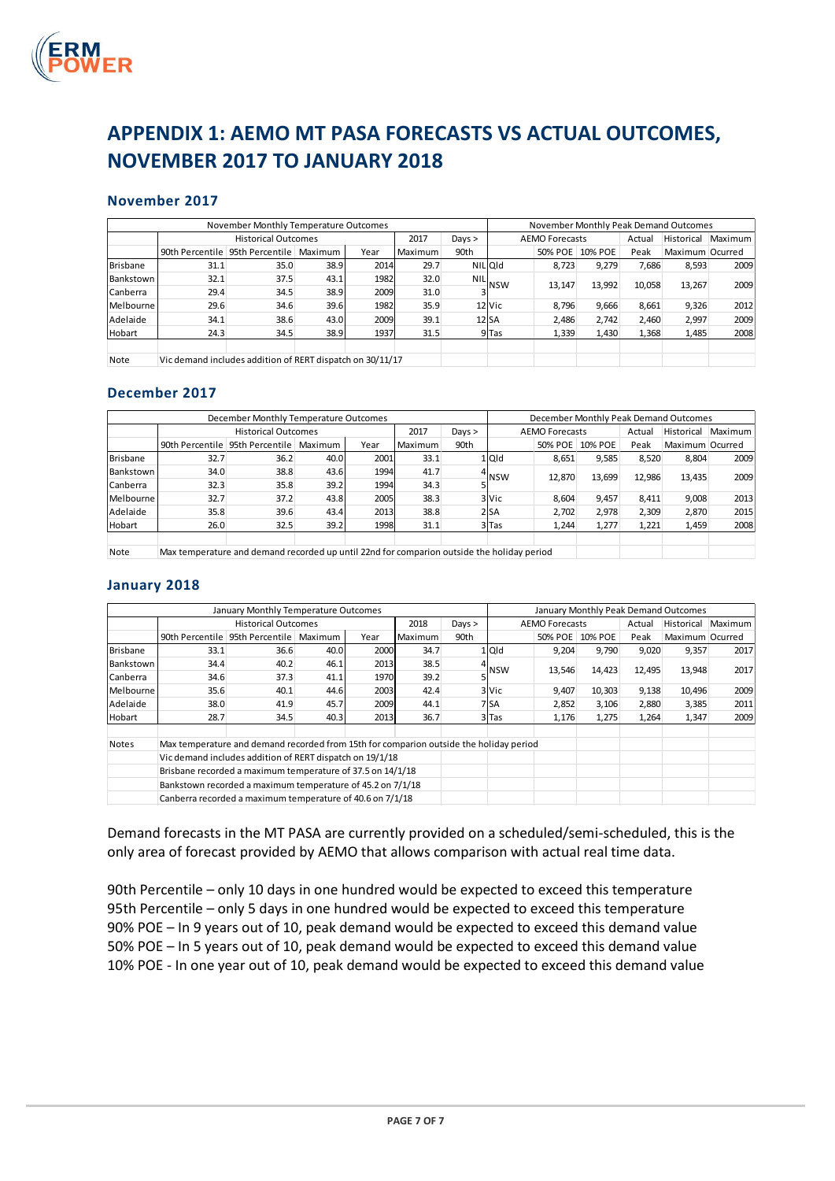# APPENDIX 1: AEMO MT PASA FORECASTS VS ACTUAL OUTCOMES, NOVEMBER 2017 TO JANUARY 2018

## November 2017

| November Monthly Temperature Outcomes | | | | | | | November Monthly Peak Demand Outcomes | | | | | |
|---|---|---|---|---|---|---|---|---|---|---|---|---|
| | Historical Outcomes | | | | 2017 | Days > | | AEMO Forecasts | | Actual | Historical | Maximum |
| | 90th Percentile | 95th Percentile | Maximum | Year | Maximum | 90th | | 50% POE | 10% POE | Peak | Maximum | Ocurred |
| Brisbane | 31.1 | 35.0 | 38.9 | 2014 | 29.7 | NIL | Qld | 8,723 | 9,279 | 7,686 | 8,593 | 2009 |
| Bankstown | 32.1 | 37.5 | 43.1 | 1982 | 32.0 | NIL | NSW | 13,147 | 13,992 | 10,058 | 13,267 | 2009 |
| Canberra | 29.4 | 34.5 | 38.9 | 2009 | 31.0 | 3 | | | | | | |
| Melbourne | 29.6 | 34.6 | 39.6 | 1982 | 35.9 | 12 | Vic | 8,796 | 9,666 | 8,661 | 9,326 | 2012 |
| Adelaide | 34.1 | 38.6 | 43.0 | 2009 | 39.1 | 12 | SA | 2,486 | 2,742 | 2,460 | 2,997 | 2009 |
| Hobart | 24.3 | 34.5 | 38.9 | 1937 | 31.5 | 9 | Tas | 1,339 | 1,430 | 1,368 | 1,485 | 2008 |
| Note | Vic demand includes addition of RERT dispatch on 30/11/17 | | | | | | | | | | | |

## December 2017

| December Monthly Temperature Outcomes | | | | | | | December Monthly Peak Demand Outcomes | | | | | |
|---|---|---|---|---|---|---|---|---|---|---|---|---|
| | Historical Outcomes | | | | 2017 | Days > | | AEMO Forecasts | | Actual | Historical | Maximum |
| | 90th Percentile | 95th Percentile | Maximum | Year | Maximum | 90th | | 50% POE | 10% POE | Peak | Maximum | Ocurred |
| Brisbane | 32.7 | 36.2 | 40.0 | 2001 | 33.1 | 1 | Qld | 8,651 | 9,585 | 8,520 | 8,804 | 2009 |
| Bankstown | 34.0 | 38.8 | 43.6 | 1994 | 41.7 | 4 | NSW | 12,870 | 13,699 | 12,986 | 13,435 | 2009 |
| Canberra | 32.3 | 35.8 | 39.2 | 1994 | 34.3 | 5 | | | | | | |
| Melbourne | 32.7 | 37.2 | 43.8 | 2005 | 38.3 | 3 | Vic | 8,604 | 9,457 | 8,411 | 9,008 | 2013 |
| Adelaide | 35.8 | 39.6 | 43.4 | 2013 | 38.8 | 2 | SA | 2,702 | 2,978 | 2,309 | 2,870 | 2015 |
| Hobart | 26.0 | 32.5 | 39.2 | 1998 | 31.1 | 3 | Tas | 1,244 | 1,277 | 1,221 | 1,459 | 2008 |
| Note | Max temperature and demand recorded up until 22nd for comparion outside the holiday period | | | | | | | | | | | |

## January 2018

| January Monthly Temperature Outcomes | | | | | | | January Monthly Peak Demand Outcomes | | | | | |
|---|---|---|---|---|---|---|---|---|---|---|---|---|
| | Historical Outcomes | | | | 2018 | Days > | | AEMO Forecasts | | Actual | Historical | Maximum |
| | 90th Percentile | 95th Percentile | Maximum | Year | Maximum | 90th | | 50% POE | 10% POE | Peak | Maximum | Ocurred |
| Brisbane | 33.1 | 36.6 | 40.0 | 2000 | 34.7 | 1 | Qld | 9,204 | 9,790 | 9,020 | 9,357 | 2017 |
| Bankstown | 34.4 | 40.2 | 46.1 | 2013 | 38.5 | 4 | NSW | 13,546 | 14,423 | 12,495 | 13,948 | 2017 |
| Canberra | 34.6 | 37.3 | 41.1 | 1970 | 39.2 | 5 | | | | | | |
| Melbourne | 35.6 | 40.1 | 44.6 | 2003 | 42.4 | 3 | Vic | 9,407 | 10,303 | 9,138 | 10,496 | 2009 |
| Adelaide | 38.0 | 41.9 | 45.7 | 2009 | 44.1 | 7 | SA | 2,852 | 3,106 | 2,880 | 3,385 | 2011 |
| Hobart | 28.7 | 34.5 | 40.3 | 2013 | 36.7 | 3 | Tas | 1,176 | 1,275 | 1,264 | 1,347 | 2009 |
| Notes | Max temperature and demand recorded from 15th for comparion outside the holiday period | | | | | | | | | | | |
| | Vic demand includes addition of RERT dispatch on 19/1/18 | | | | | | | | | | | |
| | Brisbane recorded a maximum temperature of 37.5 on 14/1/18 | | | | | | | | | | | |
| | Bankstown recorded a maximum temperature of 45.2 on 7/1/18 | | | | | | | | | | | |
| | Canberra recorded a maximum temperature of 40.6 on 7/1/18 | | | | | | | | | | | |

Demand forecasts in the MT PASA are currently provided on a scheduled/semi-scheduled, this is the only area of forecast provided by AEMO that allows comparison with actual real time data.

90th Percentile – only 10 days in one hundred would be expected to exceed this temperature
95th Percentile – only 5 days in one hundred would be expected to exceed this temperature
90% POE – In 9 years out of 10, peak demand would be expected to exceed this demand value
50% POE – In 5 years out of 10, peak demand would be expected to exceed this demand value
10% POE - In one year out of 10, peak demand would be expected to exceed this demand value